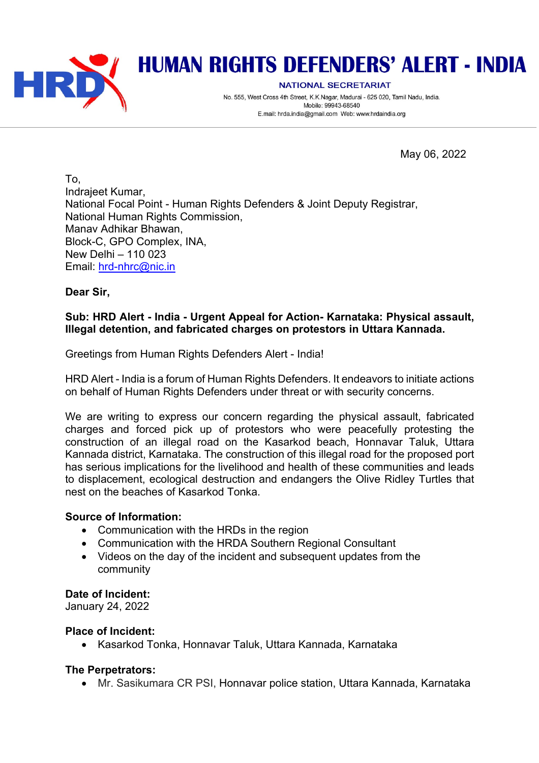# HUMAN RIGHTS DEFENDERS' ALERT - INDIA

NATIONAL SECRETARIAT

No. 555, West Cross 4th Street, K.K.Nagar, Madurai - 625 020, Tamil Nadu, India.
Mobile: 99943-68540
E.mail: hrda.india@gmail.com Web: www.hrdaindia.org

May 06, 2022

To,
Indrajeet Kumar,
National Focal Point - Human Rights Defenders & Joint Deputy Registrar,
National Human Rights Commission,
Manav Adhikar Bhawan,
Block-C, GPO Complex, INA,
New Delhi – 110 023
Email: hrd-nhrc@nic.in

**Dear Sir,**

**Sub: HRD Alert - India - Urgent Appeal for Action- Karnataka: Physical assault, Illegal detention, and fabricated charges on protestors in Uttara Kannada.**

Greetings from Human Rights Defenders Alert - India!

HRD Alert - India is a forum of Human Rights Defenders. It endeavors to initiate actions on behalf of Human Rights Defenders under threat or with security concerns.

We are writing to express our concern regarding the physical assault, fabricated charges and forced pick up of protestors who were peacefully protesting the construction of an illegal road on the Kasarkod beach, Honnavar Taluk, Uttara Kannada district, Karnataka. The construction of this illegal road for the proposed port has serious implications for the livelihood and health of these communities and leads to displacement, ecological destruction and endangers the Olive Ridley Turtles that nest on the beaches of Kasarkod Tonka.

**Source of Information:**

- Communication with the HRDs in the region
- Communication with the HRDA Southern Regional Consultant
- Videos on the day of the incident and subsequent updates from the community

**Date of Incident:**
January 24, 2022

**Place of Incident:**

- Kasarkod Tonka, Honnavar Taluk, Uttara Kannada, Karnataka

**The Perpetrators:**

- Mr. Sasikumara CR PSI, Honnavar police station, Uttara Kannada, Karnataka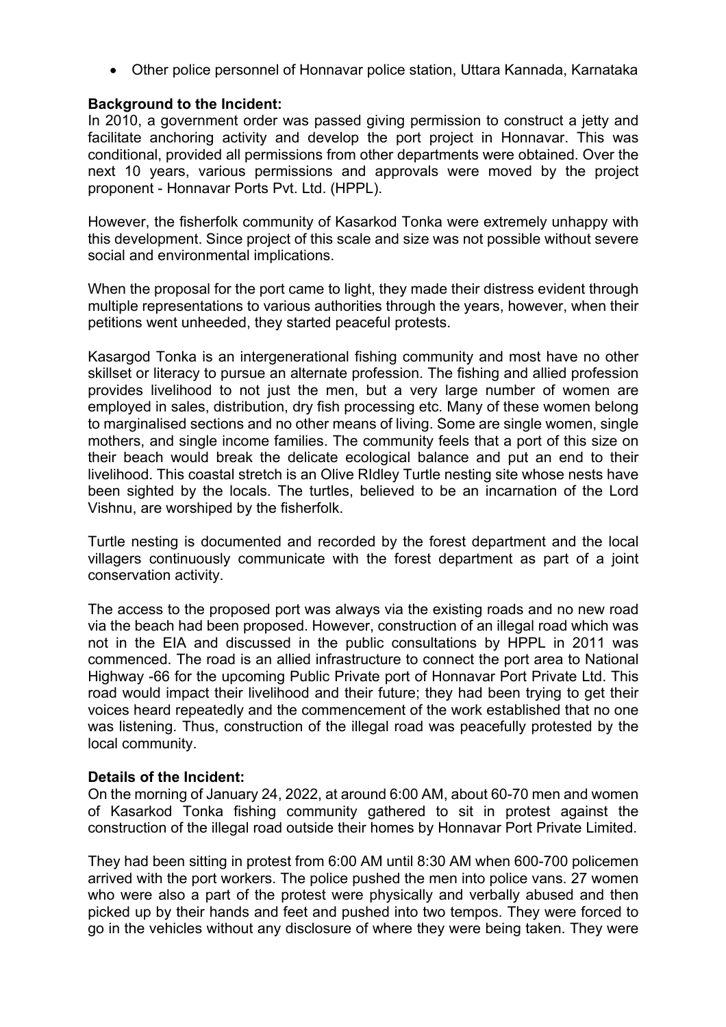- Other police personnel of Honnavar police station, Uttara Kannada, Karnataka

**Background to the Incident:**
In 2010, a government order was passed giving permission to construct a jetty and facilitate anchoring activity and develop the port project in Honnavar. This was conditional, provided all permissions from other departments were obtained. Over the next 10 years, various permissions and approvals were moved by the project proponent - Honnavar Ports Pvt. Ltd. (HPPL).

However, the fisherfolk community of Kasarkod Tonka were extremely unhappy with this development. Since project of this scale and size was not possible without severe social and environmental implications.

When the proposal for the port came to light, they made their distress evident through multiple representations to various authorities through the years, however, when their petitions went unheeded, they started peaceful protests.

Kasargod Tonka is an intergenerational fishing community and most have no other skillset or literacy to pursue an alternate profession. The fishing and allied profession provides livelihood to not just the men, but a very large number of women are employed in sales, distribution, dry fish processing etc. Many of these women belong to marginalised sections and no other means of living. Some are single women, single mothers, and single income families. The community feels that a port of this size on their beach would break the delicate ecological balance and put an end to their livelihood. This coastal stretch is an Olive RIdley Turtle nesting site whose nests have been sighted by the locals. The turtles, believed to be an incarnation of the Lord Vishnu, are worshiped by the fisherfolk.

Turtle nesting is documented and recorded by the forest department and the local villagers continuously communicate with the forest department as part of a joint conservation activity.

The access to the proposed port was always via the existing roads and no new road via the beach had been proposed. However, construction of an illegal road which was not in the EIA and discussed in the public consultations by HPPL in 2011 was commenced. The road is an allied infrastructure to connect the port area to National Highway -66 for the upcoming Public Private port of Honnavar Port Private Ltd. This road would impact their livelihood and their future; they had been trying to get their voices heard repeatedly and the commencement of the work established that no one was listening. Thus, construction of the illegal road was peacefully protested by the local community.

**Details of the Incident:**
On the morning of January 24, 2022, at around 6:00 AM, about 60-70 men and women of Kasarkod Tonka fishing community gathered to sit in protest against the construction of the illegal road outside their homes by Honnavar Port Private Limited.

They had been sitting in protest from 6:00 AM until 8:30 AM when 600-700 policemen arrived with the port workers. The police pushed the men into police vans. 27 women who were also a part of the protest were physically and verbally abused and then picked up by their hands and feet and pushed into two tempos. They were forced to go in the vehicles without any disclosure of where they were being taken. They were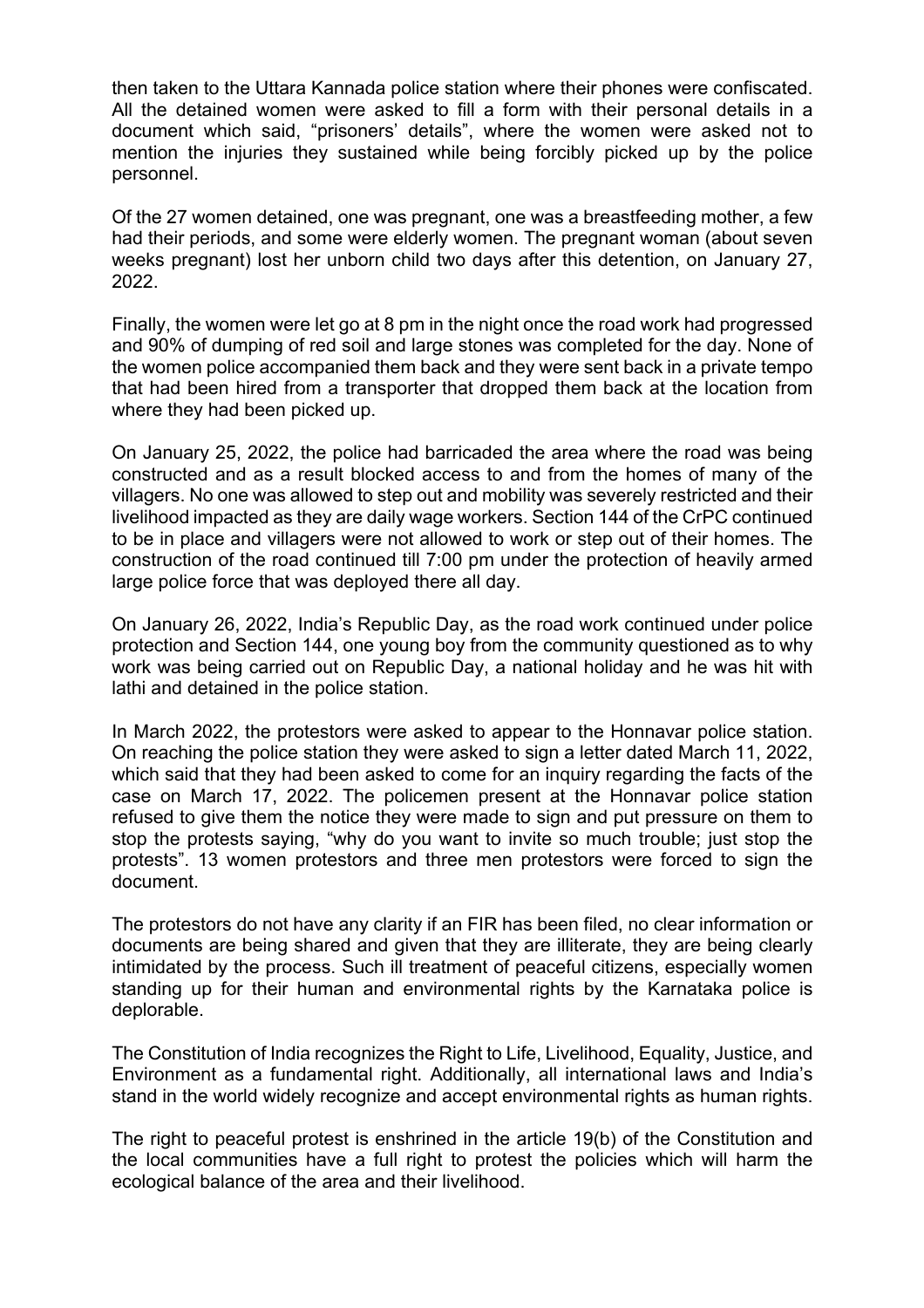then taken to the Uttara Kannada police station where their phones were confiscated. All the detained women were asked to fill a form with their personal details in a document which said, "prisoners' details", where the women were asked not to mention the injuries they sustained while being forcibly picked up by the police personnel.

Of the 27 women detained, one was pregnant, one was a breastfeeding mother, a few had their periods, and some were elderly women. The pregnant woman (about seven weeks pregnant) lost her unborn child two days after this detention, on January 27, 2022.

Finally, the women were let go at 8 pm in the night once the road work had progressed and 90% of dumping of red soil and large stones was completed for the day. None of the women police accompanied them back and they were sent back in a private tempo that had been hired from a transporter that dropped them back at the location from where they had been picked up.

On January 25, 2022, the police had barricaded the area where the road was being constructed and as a result blocked access to and from the homes of many of the villagers. No one was allowed to step out and mobility was severely restricted and their livelihood impacted as they are daily wage workers. Section 144 of the CrPC continued to be in place and villagers were not allowed to work or step out of their homes. The construction of the road continued till 7:00 pm under the protection of heavily armed large police force that was deployed there all day.

On January 26, 2022, India's Republic Day, as the road work continued under police protection and Section 144, one young boy from the community questioned as to why work was being carried out on Republic Day, a national holiday and he was hit with lathi and detained in the police station.

In March 2022, the protestors were asked to appear to the Honnavar police station. On reaching the police station they were asked to sign a letter dated March 11, 2022, which said that they had been asked to come for an inquiry regarding the facts of the case on March 17, 2022. The policemen present at the Honnavar police station refused to give them the notice they were made to sign and put pressure on them to stop the protests saying, "why do you want to invite so much trouble; just stop the protests". 13 women protestors and three men protestors were forced to sign the document.

The protestors do not have any clarity if an FIR has been filed, no clear information or documents are being shared and given that they are illiterate, they are being clearly intimidated by the process. Such ill treatment of peaceful citizens, especially women standing up for their human and environmental rights by the Karnataka police is deplorable.

The Constitution of India recognizes the Right to Life, Livelihood, Equality, Justice, and Environment as a fundamental right. Additionally, all international laws and India's stand in the world widely recognize and accept environmental rights as human rights.

The right to peaceful protest is enshrined in the article 19(b) of the Constitution and the local communities have a full right to protest the policies which will harm the ecological balance of the area and their livelihood.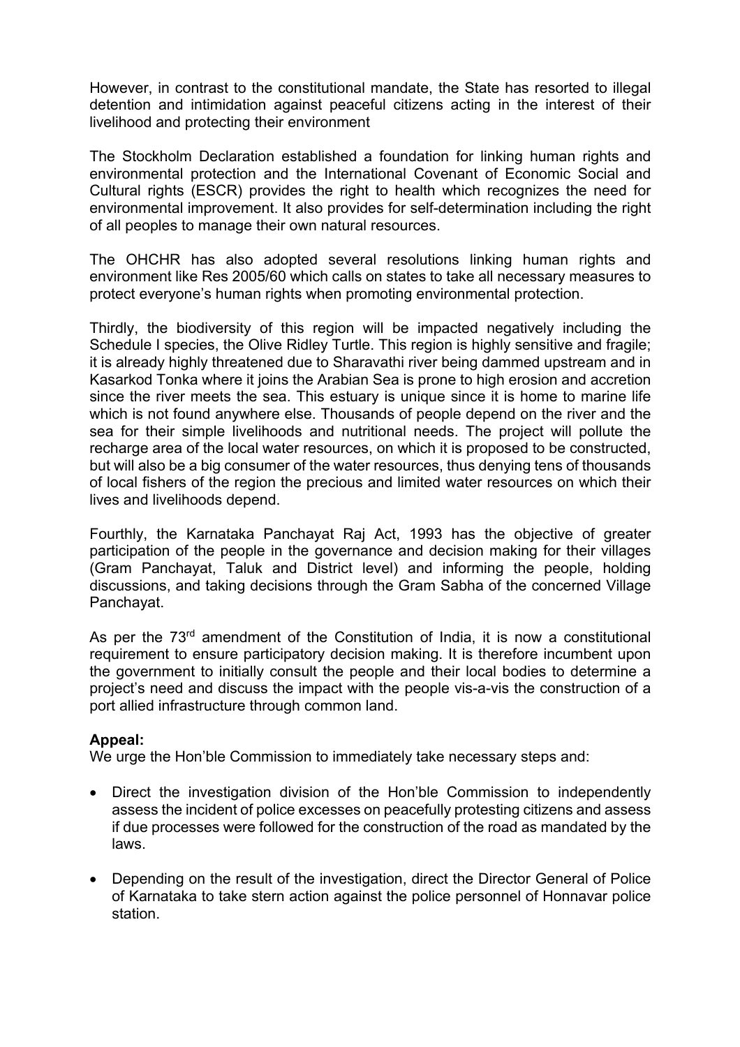However, in contrast to the constitutional mandate, the State has resorted to illegal detention and intimidation against peaceful citizens acting in the interest of their livelihood and protecting their environment

The Stockholm Declaration established a foundation for linking human rights and environmental protection and the International Covenant of Economic Social and Cultural rights (ESCR) provides the right to health which recognizes the need for environmental improvement. It also provides for self-determination including the right of all peoples to manage their own natural resources.

The OHCHR has also adopted several resolutions linking human rights and environment like Res 2005/60 which calls on states to take all necessary measures to protect everyone's human rights when promoting environmental protection.

Thirdly, the biodiversity of this region will be impacted negatively including the Schedule I species, the Olive Ridley Turtle. This region is highly sensitive and fragile; it is already highly threatened due to Sharavathi river being dammed upstream and in Kasarkod Tonka where it joins the Arabian Sea is prone to high erosion and accretion since the river meets the sea. This estuary is unique since it is home to marine life which is not found anywhere else. Thousands of people depend on the river and the sea for their simple livelihoods and nutritional needs. The project will pollute the recharge area of the local water resources, on which it is proposed to be constructed, but will also be a big consumer of the water resources, thus denying tens of thousands of local fishers of the region the precious and limited water resources on which their lives and livelihoods depend.

Fourthly, the Karnataka Panchayat Raj Act, 1993 has the objective of greater participation of the people in the governance and decision making for their villages (Gram Panchayat, Taluk and District level) and informing the people, holding discussions, and taking decisions through the Gram Sabha of the concerned Village Panchayat.

As per the 73rd amendment of the Constitution of India, it is now a constitutional requirement to ensure participatory decision making. It is therefore incumbent upon the government to initially consult the people and their local bodies to determine a project's need and discuss the impact with the people vis-a-vis the construction of a port allied infrastructure through common land.

**Appeal:**
We urge the Hon'ble Commission to immediately take necessary steps and:

- Direct the investigation division of the Hon'ble Commission to independently assess the incident of police excesses on peacefully protesting citizens and assess if due processes were followed for the construction of the road as mandated by the laws.

- Depending on the result of the investigation, direct the Director General of Police of Karnataka to take stern action against the police personnel of Honnavar police station.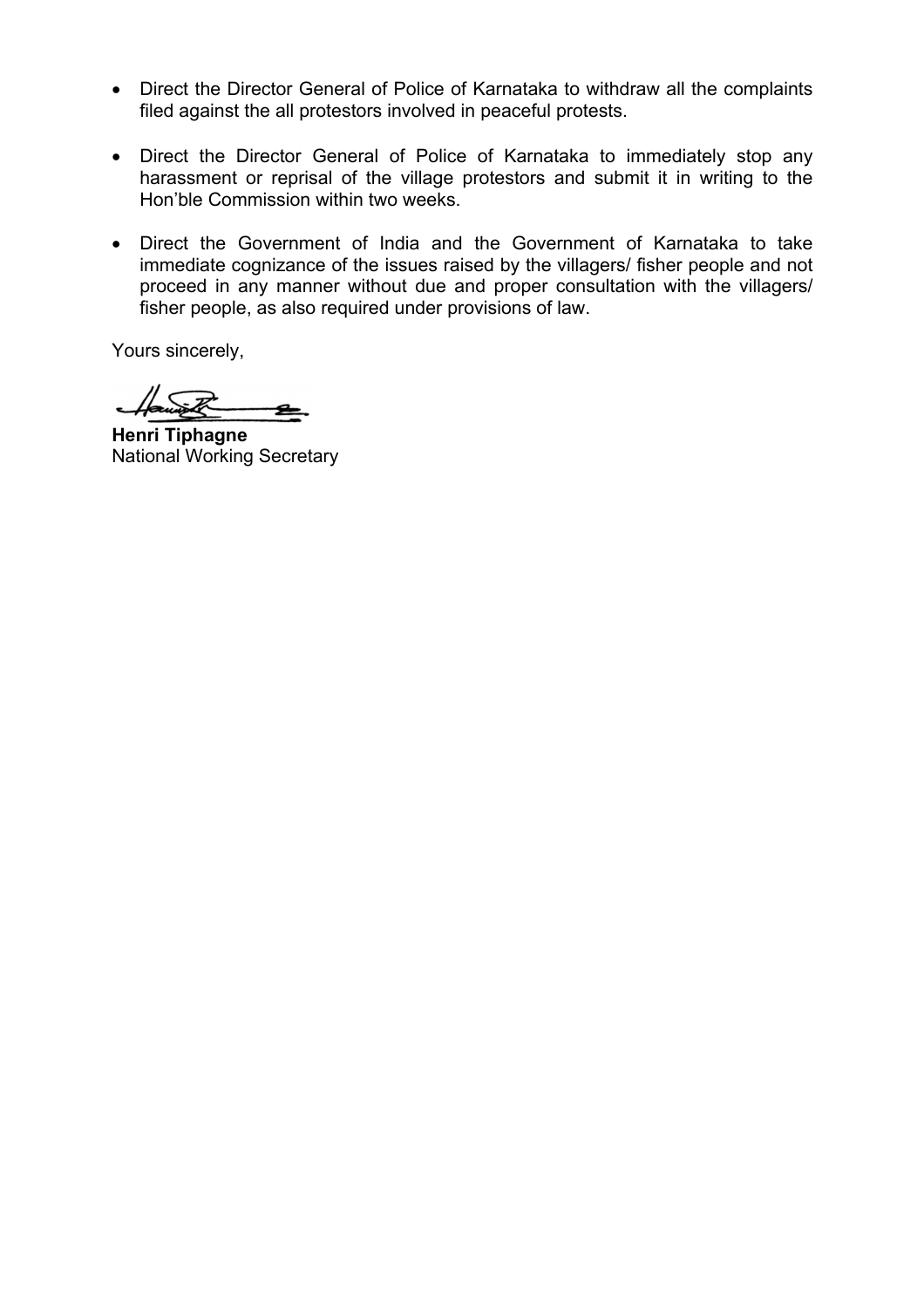- Direct the Director General of Police of Karnataka to withdraw all the complaints filed against the all protestors involved in peaceful protests.

- Direct the Director General of Police of Karnataka to immediately stop any harassment or reprisal of the village protestors and submit it in writing to the Hon'ble Commission within two weeks.

- Direct the Government of India and the Government of Karnataka to take immediate cognizance of the issues raised by the villagers/ fisher people and not proceed in any manner without due and proper consultation with the villagers/ fisher people, as also required under provisions of law.

Yours sincerely,

**Henri Tiphagne**
National Working Secretary